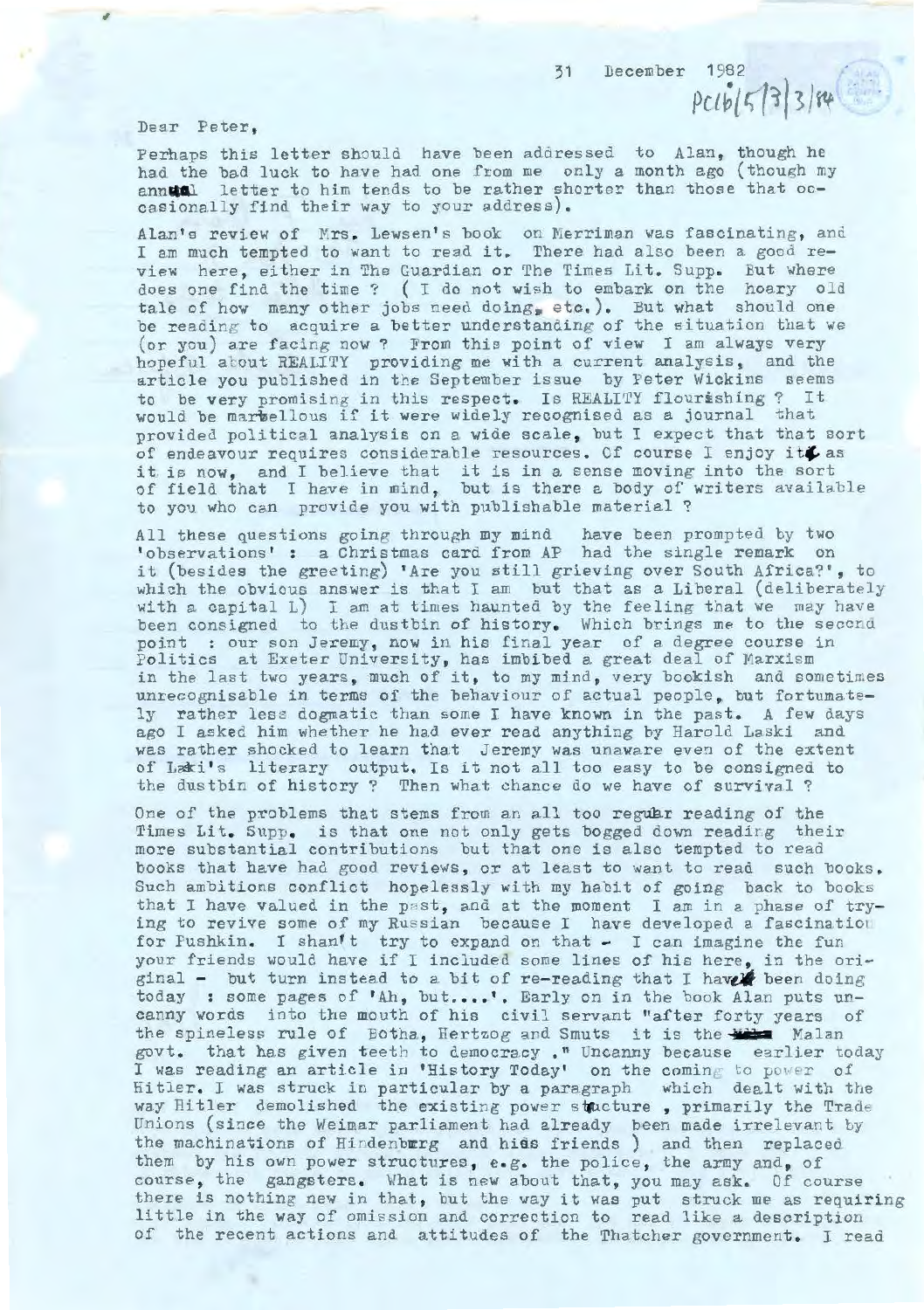31 December 1982

PC16/5/3/3/84

Dear Peter,

Perhaps this letter should have been addressed to Alan, though he had the bad luck to have had one from me only a month ago (though my annual letter to him tends to be rather shorter than those that occasionally find their way to your address).

Alan's review of Mrs. Lewsen's book on Merriman was fascinating, and I am much tempted to want to read it. There had also been a good review here, either in The Guardian or The Times Lit. Supp. But where does one find the time ? ( I do not wish to embark on the hoary old tale of how many other jobs need doing, etc.). But what should one be reading to acquire a better understanding of the situation that we (or you) are facing now ? From this point of view I am always very hopeful about REALITY providing me with a current analysis, and the article you published in the September issue by Peter Wickins seems to be very promising in this respect. Is REALITY flourishing ? It would be marvellous if it were widely recognised as a journal that provided political analysis on a wide scale, but I expect that that sort of endeavour requires considerable resources. Of course I enjoy it as it is now, and I believe that it is in a sense moving into the sort of field that I have in mind, but is there a body of writers available to you who can provide you with publishable material ?

All these questions going through my mind have been prompted by two 'observations' : a Christmas card from AP had the single remark on it (besides the greeting) 'Are you still grieving over South Africa?', to which the obvious answer is that I am but that as a Liberal (deliberately with a capital L) I am at times haunted by the feeling that we may have been consigned to the dustbin of history. Which brings me to the second point : our son Jeremy, now in his final year of a degree course in Politics at Exeter University, has imbibed a great deal of Marxism in the last two years, much of it, to my mind, very bookish and sometimes unrecognisable in terms of the behaviour of actual people, but fortunately rather less dogmatic than some I have known in the past. A few days ago I asked him whether he had ever read anything by Harold Laski and was rather shocked to learn that Jeremy was unaware even of the extent of Laski's literary output. Is it not all too easy to be consigned to the dustbin of history ? Then what chance do we have of survival ?

One of the problems that stems from an all too regular reading of the Times Lit. Supp. is that one not only gets bogged down reading their more substantial contributions but that one is also tempted to read books that have had good reviews, or at least to want to read such books. Such ambitions conflict hopelessly with my habit of going back to books that I have valued in the past, and at the moment I am in a phase of trying to revive some of my Russian because I have developed a fascination for Pushkin. I shan't try to expand on that - I can imagine the fun your friends would have if I included some lines of his here, in the original - but turn instead to a bit of re-reading that I have been doing today : some pages of 'Ah, but....'. Early on in the book Alan puts uncanny words into the mouth of his civil servant "after forty years of the spineless rule of Botha, Hertzog and Smuts it is the Malan govt. that has given teeth to democracy ." Uncanny because earlier today I was reading an article in 'History Today' on the coming to power of Hitler. I was struck in particular by a paragraph which dealt with the way Hitler demolished the existing power structure , primarily the Trade Unions (since the Weimar parliament had already been made irrelevant by the machinations of Hindenburg and his friends ) and then replaced them by his own power structures, e.g. the police, the army and, of course, the gangsters. What is new about that, you may ask. Of course there is nothing new in that, but the way it was put struck me as requiring little in the way of omission and correction to read like a description of the recent actions and attitudes of the Thatcher government. I read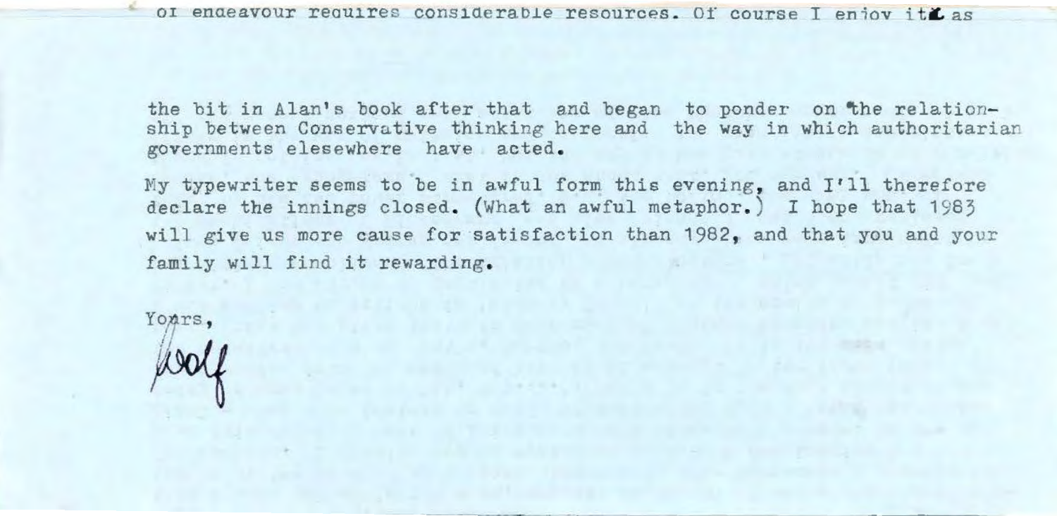of endeavour requires considerable resources. Of course I enjov it as

the bit in Alan's book after that and began to ponder on the relationship between Conservative thinking here and the way in which authoritarian governments elesewhere have acted.

My typewriter seems to be in awful form this evening, and I'll therefore declare the innings closed. (What an awful metaphor.) I hope that 1983 will give us more cause for satisfaction than 1982, and that you and your family will find it rewarding.

Yours,

Wolf